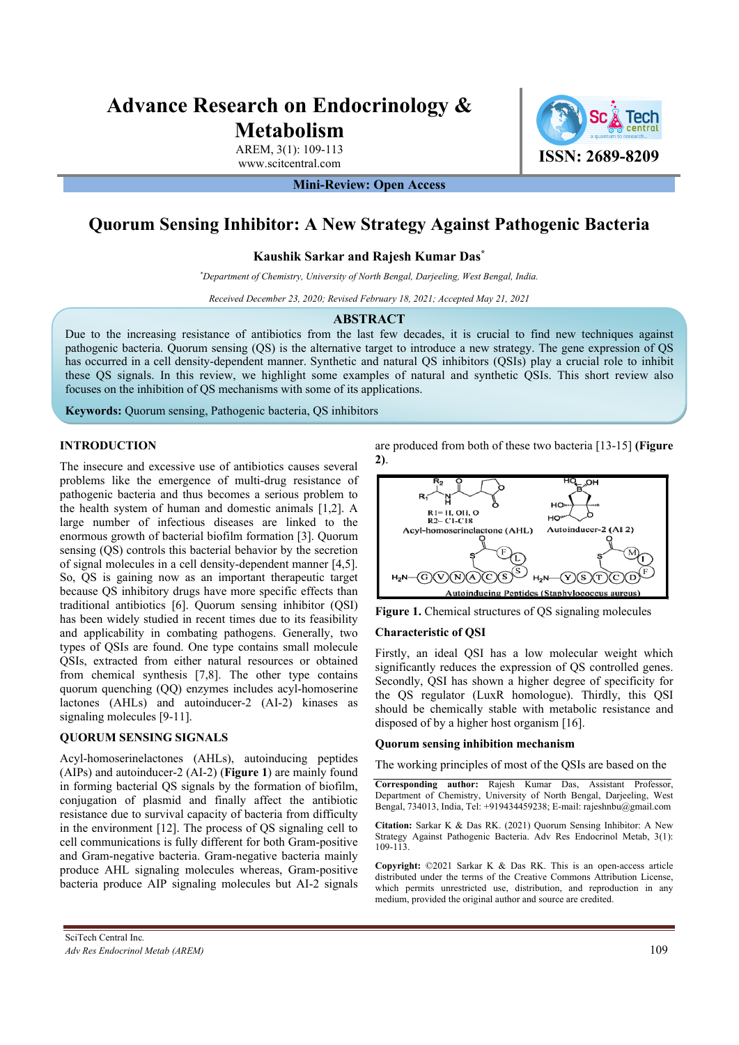# Advance Research on Endocrinology & Metabolism

AREM, 3(1): 109-113
www.scitcentral.com

ISSN: 2689-8209

**Mini-Review: Open Access**

# Quorum Sensing Inhibitor: A New Strategy Against Pathogenic Bacteria

**Kaushik Sarkar and Rajesh Kumar Das[*]**

*[*]Department of Chemistry, University of North Bengal, Darjeeling, West Bengal, India.*

*Received December 23, 2020; Revised February 18, 2021; Accepted May 21, 2021*

## ABSTRACT

Due to the increasing resistance of antibiotics from the last few decades, it is crucial to find new techniques against pathogenic bacteria. Quorum sensing (QS) is the alternative target to introduce a new strategy. The gene expression of QS has occurred in a cell density-dependent manner. Synthetic and natural QS inhibitors (QSIs) play a crucial role to inhibit these QS signals. In this review, we highlight some examples of natural and synthetic QSIs. This short review also focuses on the inhibition of QS mechanisms with some of its applications.

**Keywords:** Quorum sensing, Pathogenic bacteria, QS inhibitors

## INTRODUCTION

The insecure and excessive use of antibiotics causes several problems like the emergence of multi-drug resistance of pathogenic bacteria and thus becomes a serious problem to the health system of human and domestic animals [1,2]. A large number of infectious diseases are linked to the enormous growth of bacterial biofilm formation [3]. Quorum sensing (QS) controls this bacterial behavior by the secretion of signal molecules in a cell density-dependent manner [4,5]. So, QS is gaining now as an important therapeutic target because QS inhibitory drugs have more specific effects than traditional antibiotics [6]. Quorum sensing inhibitor (QSI) has been widely studied in recent times due to its feasibility and applicability in combating pathogens. Generally, two types of QSIs are found. One type contains small molecule QSIs, extracted from either natural resources or obtained from chemical synthesis [7,8]. The other type contains quorum quenching (QQ) enzymes includes acyl-homoserine lactones (AHLs) and autoinducer-2 (AI-2) kinases as signaling molecules [9-11].

## QUORUM SENSING SIGNALS

Acyl-homoserinelactones (AHLs), autoinducing peptides (AIPs) and autoinducer-2 (AI-2) (**Figure 1**) are mainly found in forming bacterial QS signals by the formation of biofilm, conjugation of plasmid and finally affect the antibiotic resistance due to survival capacity of bacteria from difficulty in the environment [12]. The process of QS signaling cell to cell communications is fully different for both Gram-positive and Gram-negative bacteria. Gram-negative bacteria mainly produce AHL signaling molecules whereas, Gram-positive bacteria produce AIP signaling molecules but AI-2 signals are produced from both of these two bacteria [13-15] **(Figure 2)**.

Figure 1. Chemical structures of QS signaling molecules

### Characteristic of QSI

Firstly, an ideal QSI has a low molecular weight which significantly reduces the expression of QS controlled genes. Secondly, QSI has shown a higher degree of specificity for the QS regulator (LuxR homologue). Thirdly, this QSI should be chemically stable with metabolic resistance and disposed of by a higher host organism [16].

### Quorum sensing inhibition mechanism

The working principles of most of the QSIs are based on the

**Corresponding author:** Rajesh Kumar Das, Assistant Professor, Department of Chemistry, University of North Bengal, Darjeeling, West Bengal, 734013, India, Tel: +919434459238; E-mail: rajeshnbu@gmail.com

**Citation:** Sarkar K & Das RK. (2021) Quorum Sensing Inhibitor: A New Strategy Against Pathogenic Bacteria. Adv Res Endocrinol Metab, 3(1): 109-113.

**Copyright:** ©2021 Sarkar K & Das RK. This is an open-access article distributed under the terms of the Creative Commons Attribution License, which permits unrestricted use, distribution, and reproduction in any medium, provided the original author and source are credited.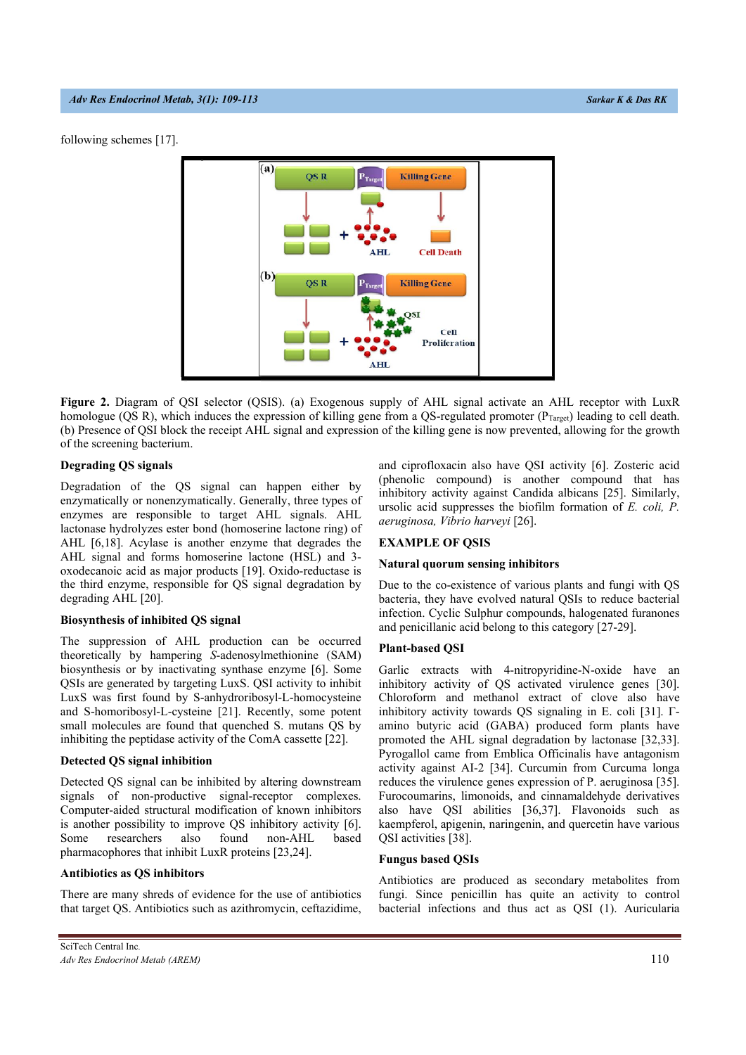following schemes [17].

**Figure 2.** Diagram of QSI selector (QSIS). (a) Exogenous supply of AHL signal activate an AHL receptor with LuxR homologue (QS R), which induces the expression of killing gene from a QS-regulated promoter ($P_{Target}$) leading to cell death. (b) Presence of QSI block the receipt AHL signal and expression of the killing gene is now prevented, allowing for the growth of the screening bacterium.

#### Degrading QS signals

Degradation of the QS signal can happen either by enzymatically or nonenzymatically. Generally, three types of enzymes are responsible to target AHL signals. AHL lactonase hydrolyzes ester bond (homoserine lactone ring) of AHL [6,18]. Acylase is another enzyme that degrades the AHL signal and forms homoserine lactone (HSL) and 3-oxodecanoic acid as major products [19]. Oxido-reductase is the third enzyme, responsible for QS signal degradation by degrading AHL [20].

#### Biosynthesis of inhibited QS signal

The suppression of AHL production can be occurred theoretically by hampering *S*-adenosylmethionine (SAM) biosynthesis or by inactivating synthase enzyme [6]. Some QSIs are generated by targeting LuxS. QSI activity to inhibit LuxS was first found by S-anhydroribosyl-L-homocysteine and S-homoribosyl-L-cysteine [21]. Recently, some potent small molecules are found that quenched S. mutans QS by inhibiting the peptidase activity of the ComA cassette [22].

#### Detected QS signal inhibition

Detected QS signal can be inhibited by altering downstream signals of non-productive signal-receptor complexes. Computer-aided structural modification of known inhibitors is another possibility to improve QS inhibitory activity [6]. Some researchers also found non-AHL based pharmacophores that inhibit LuxR proteins [23,24].

#### Antibiotics as QS inhibitors

There are many shreds of evidence for the use of antibiotics that target QS. Antibiotics such as azithromycin, ceftazidime, and ciprofloxacin also have QSI activity [6]. Zosteric acid (phenolic compound) is another compound that has inhibitory activity against Candida albicans [25]. Similarly, ursolic acid suppresses the biofilm formation of *E. coli, P. aeruginosa, Vibrio harveyi* [26].

## EXAMPLE OF QSIS

#### Natural quorum sensing inhibitors

Due to the co-existence of various plants and fungi with QS bacteria, they have evolved natural QSIs to reduce bacterial infection. Cyclic Sulphur compounds, halogenated furanones and penicillanic acid belong to this category [27-29].

#### Plant-based QSI

Garlic extracts with 4-nitropyridine-N-oxide have an inhibitory activity of QS activated virulence genes [30]. Chloroform and methanol extract of clove also have inhibitory activity towards QS signaling in E. coli [31]. Γ-amino butyric acid (GABA) produced form plants have promoted the AHL signal degradation by lactonase [32,33]. Pyrogallol came from Emblica Officinalis have antagonism activity against AI-2 [34]. Curcumin from Curcuma longa reduces the virulence genes expression of P. aeruginosa [35]. Furocoumarins, limonoids, and cinnamaldehyde derivatives also have QSI abilities [36,37]. Flavonoids such as kaempferol, apigenin, naringenin, and quercetin have various QSI activities [38].

#### Fungus based QSIs

Antibiotics are produced as secondary metabolites from fungi. Since penicillin has quite an activity to control bacterial infections and thus act as QSI (1). Auricularia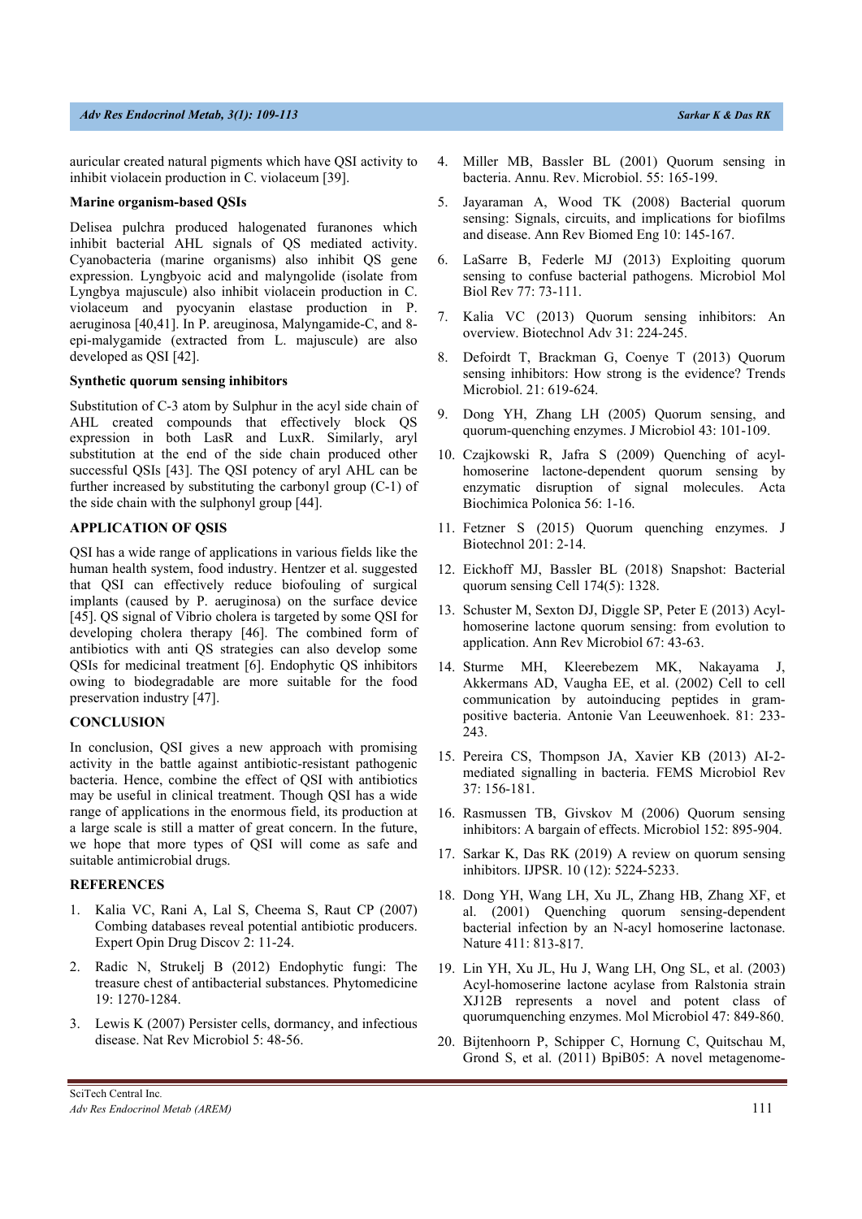auricular created natural pigments which have QSI activity to inhibit violacein production in C. violaceum [39].

**Marine organism-based QSIs**

Delisea pulchra produced halogenated furanones which inhibit bacterial AHL signals of QS mediated activity. Cyanobacteria (marine organisms) also inhibit QS gene expression. Lyngbyoic acid and malyngolide (isolate from Lyngbya majuscule) also inhibit violacein production in C. violaceum and pyocyanin elastase production in P. aeruginosa [40,41]. In P. areuginosa, Malyngamide-C, and 8-epi-malygamide (extracted from L. majuscule) are also developed as QSI [42].

**Synthetic quorum sensing inhibitors**

Substitution of C-3 atom by Sulphur in the acyl side chain of AHL created compounds that effectively block QS expression in both LasR and LuxR. Similarly, aryl substitution at the end of the side chain produced other successful QSIs [43]. The QSI potency of aryl AHL can be further increased by substituting the carbonyl group (C-1) of the side chain with the sulphonyl group [44].

## APPLICATION OF QSIS

QSI has a wide range of applications in various fields like the human health system, food industry. Hentzer et al. suggested that QSI can effectively reduce biofouling of surgical implants (caused by P. aeruginosa) on the surface device [45]. QS signal of Vibrio cholera is targeted by some QSI for developing cholera therapy [46]. The combined form of antibiotics with anti QS strategies can also develop some QSIs for medicinal treatment [6]. Endophytic QS inhibitors owing to biodegradable are more suitable for the food preservation industry [47].

## CONCLUSION

In conclusion, QSI gives a new approach with promising activity in the battle against antibiotic-resistant pathogenic bacteria. Hence, combine the effect of QSI with antibiotics may be useful in clinical treatment. Though QSI has a wide range of applications in the enormous field, its production at a large scale is still a matter of great concern. In the future, we hope that more types of QSI will come as safe and suitable antimicrobial drugs.

## REFERENCES

1. Kalia VC, Rani A, Lal S, Cheema S, Raut CP (2007) Combing databases reveal potential antibiotic producers. Expert Opin Drug Discov 2: 11-24.
2. Radic N, Strukelj B (2012) Endophytic fungi: The treasure chest of antibacterial substances. Phytomedicine 19: 1270-1284.
3. Lewis K (2007) Persister cells, dormancy, and infectious disease. Nat Rev Microbiol 5: 48-56.
4. Miller MB, Bassler BL (2001) Quorum sensing in bacteria. Annu. Rev. Microbiol. 55: 165-199.
5. Jayaraman A, Wood TK (2008) Bacterial quorum sensing: Signals, circuits, and implications for biofilms and disease. Ann Rev Biomed Eng 10: 145-167.
6. LaSarre B, Federle MJ (2013) Exploiting quorum sensing to confuse bacterial pathogens. Microbiol Mol Biol Rev 77: 73-111.
7. Kalia VC (2013) Quorum sensing inhibitors: An overview. Biotechnol Adv 31: 224-245.
8. Defoirdt T, Brackman G, Coenye T (2013) Quorum sensing inhibitors: How strong is the evidence? Trends Microbiol. 21: 619-624.
9. Dong YH, Zhang LH (2005) Quorum sensing, and quorum-quenching enzymes. J Microbiol 43: 101-109.
10. Czajkowski R, Jafra S (2009) Quenching of acyl-homoserine lactone-dependent quorum sensing by enzymatic disruption of signal molecules. Acta Biochimica Polonica 56: 1-16.
11. Fetzner S (2015) Quorum quenching enzymes. J Biotechnol 201: 2-14.
12. Eickhoff MJ, Bassler BL (2018) Snapshot: Bacterial quorum sensing Cell 174(5): 1328.
13. Schuster M, Sexton DJ, Diggle SP, Peter E (2013) Acyl-homoserine lactone quorum sensing: from evolution to application. Ann Rev Microbiol 67: 43-63.
14. Sturme MH, Kleerebezem MK, Nakayama J, Akkermans AD, Vaugha EE, et al. (2002) Cell to cell communication by autoinducing peptides in gram-positive bacteria. Antonie Van Leeuwenhoek. 81: 233-243.
15. Pereira CS, Thompson JA, Xavier KB (2013) AI-2-mediated signalling in bacteria. FEMS Microbiol Rev 37: 156-181.
16. Rasmussen TB, Givskov M (2006) Quorum sensing inhibitors: A bargain of effects. Microbiol 152: 895-904.
17. Sarkar K, Das RK (2019) A review on quorum sensing inhibitors. IJPSR. 10 (12): 5224-5233.
18. Dong YH, Wang LH, Xu JL, Zhang HB, Zhang XF, et al. (2001) Quenching quorum sensing-dependent bacterial infection by an N-acyl homoserine lactonase. Nature 411: 813-817.
19. Lin YH, Xu JL, Hu J, Wang LH, Ong SL, et al. (2003) Acyl-homoserine lactone acylase from Ralstonia strain XJ12B represents a novel and potent class of quorumquenching enzymes. Mol Microbiol 47: 849-860.
20. Bijtenhoorn P, Schipper C, Hornung C, Quitschau M, Grond S, et al. (2011) BpiB05: A novel metagenome-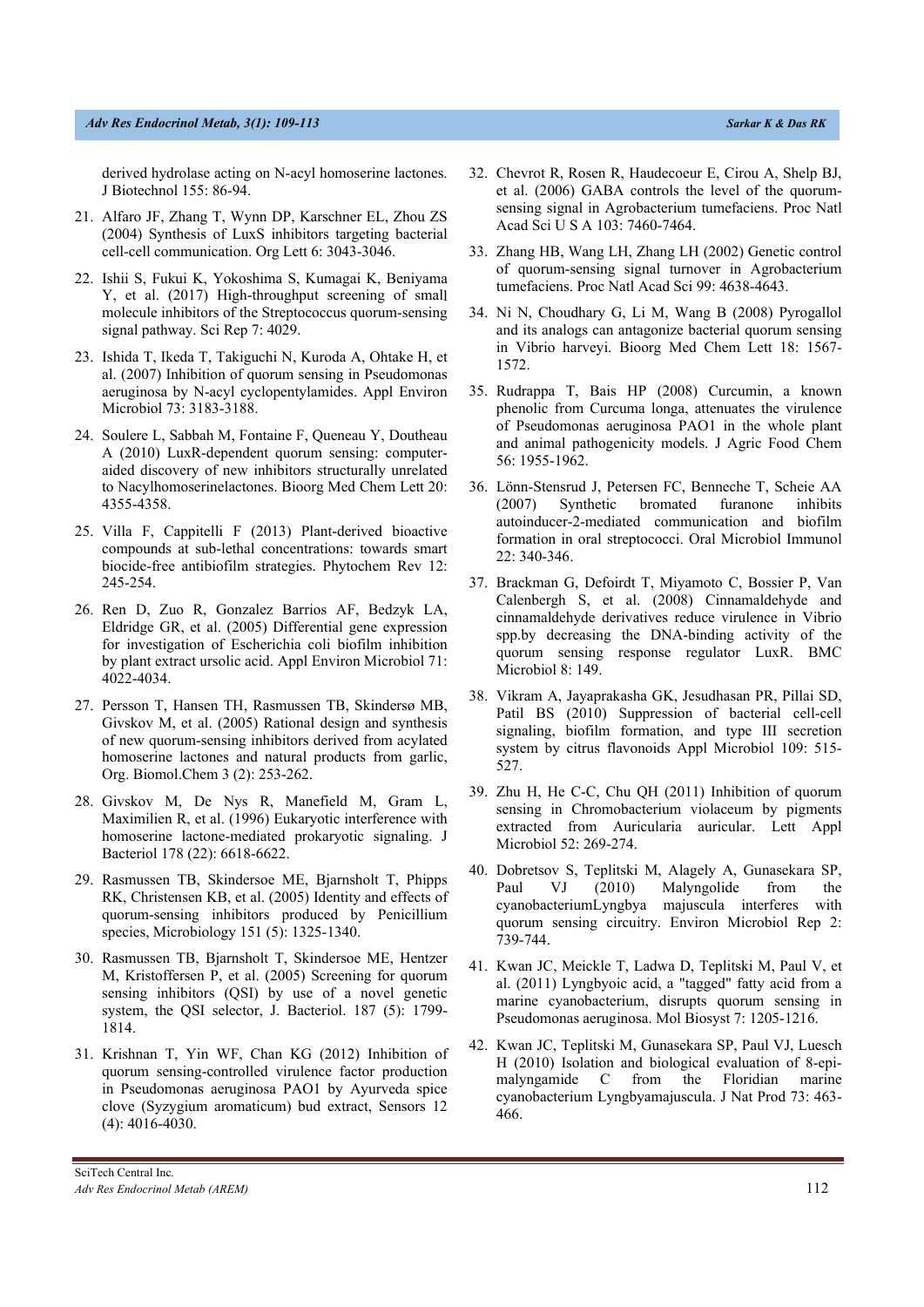derived hydrolase acting on N-acyl homoserine lactones. J Biotechnol 155: 86-94.

21. Alfaro JF, Zhang T, Wynn DP, Karschner EL, Zhou ZS (2004) Synthesis of LuxS inhibitors targeting bacterial cell-cell communication. Org Lett 6: 3043-3046.

22. Ishii S, Fukui K, Yokoshima S, Kumagai K, Beniyama Y, et al. (2017) High-throughput screening of small molecule inhibitors of the Streptococcus quorum-sensing signal pathway. Sci Rep 7: 4029.

23. Ishida T, Ikeda T, Takiguchi N, Kuroda A, Ohtake H, et al. (2007) Inhibition of quorum sensing in Pseudomonas aeruginosa by N-acyl cyclopentylamides. Appl Environ Microbiol 73: 3183-3188.

24. Soulere L, Sabbah M, Fontaine F, Queneau Y, Doutheau A (2010) LuxR-dependent quorum sensing: computer-aided discovery of new inhibitors structurally unrelated to Nacylhomoserinelactones. Bioorg Med Chem Lett 20: 4355-4358.

25. Villa F, Cappitelli F (2013) Plant-derived bioactive compounds at sub-lethal concentrations: towards smart biocide-free antibiofilm strategies. Phytochem Rev 12: 245-254.

26. Ren D, Zuo R, Gonzalez Barrios AF, Bedzyk LA, Eldridge GR, et al. (2005) Differential gene expression for investigation of Escherichia coli biofilm inhibition by plant extract ursolic acid. Appl Environ Microbiol 71: 4022-4034.

27. Persson T, Hansen TH, Rasmussen TB, Skindersø MB, Givskov M, et al. (2005) Rational design and synthesis of new quorum-sensing inhibitors derived from acylated homoserine lactones and natural products from garlic, Org. Biomol.Chem 3 (2): 253-262.

28. Givskov M, De Nys R, Manefield M, Gram L, Maximilien R, et al. (1996) Eukaryotic interference with homoserine lactone-mediated prokaryotic signaling. J Bacteriol 178 (22): 6618-6622.

29. Rasmussen TB, Skindersoe ME, Bjarnsholt T, Phipps RK, Christensen KB, et al. (2005) Identity and effects of quorum-sensing inhibitors produced by Penicillium species, Microbiology 151 (5): 1325-1340.

30. Rasmussen TB, Bjarnsholt T, Skindersoe ME, Hentzer M, Kristoffersen P, et al. (2005) Screening for quorum sensing inhibitors (QSI) by use of a novel genetic system, the QSI selector, J. Bacteriol. 187 (5): 1799-1814.

31. Krishnan T, Yin WF, Chan KG (2012) Inhibition of quorum sensing-controlled virulence factor production in Pseudomonas aeruginosa PAO1 by Ayurveda spice clove (Syzygium aromaticum) bud extract, Sensors 12 (4): 4016-4030.

32. Chevrot R, Rosen R, Haudecoeur E, Cirou A, Shelp BJ, et al. (2006) GABA controls the level of the quorum-sensing signal in Agrobacterium tumefaciens. Proc Natl Acad Sci U S A 103: 7460-7464.

33. Zhang HB, Wang LH, Zhang LH (2002) Genetic control of quorum-sensing signal turnover in Agrobacterium tumefaciens. Proc Natl Acad Sci 99: 4638-4643.

34. Ni N, Choudhary G, Li M, Wang B (2008) Pyrogallol and its analogs can antagonize bacterial quorum sensing in Vibrio harveyi. Bioorg Med Chem Lett 18: 1567-1572.

35. Rudrappa T, Bais HP (2008) Curcumin, a known phenolic from Curcuma longa, attenuates the virulence of Pseudomonas aeruginosa PAO1 in the whole plant and animal pathogenicity models. J Agric Food Chem 56: 1955-1962.

36. Lönn-Stensrud J, Petersen FC, Benneche T, Scheie AA (2007) Synthetic bromated furanone inhibits autoinducer-2-mediated communication and biofilm formation in oral streptococci. Oral Microbiol Immunol 22: 340-346.

37. Brackman G, Defoirdt T, Miyamoto C, Bossier P, Van Calenbergh S, et al. (2008) Cinnamaldehyde and cinnamaldehyde derivatives reduce virulence in Vibrio spp.by decreasing the DNA-binding activity of the quorum sensing response regulator LuxR. BMC Microbiol 8: 149.

38. Vikram A, Jayaprakasha GK, Jesudhasan PR, Pillai SD, Patil BS (2010) Suppression of bacterial cell-cell signaling, biofilm formation, and type III secretion system by citrus flavonoids Appl Microbiol 109: 515-527.

39. Zhu H, He C-C, Chu QH (2011) Inhibition of quorum sensing in Chromobacterium violaceum by pigments extracted from Auricularia auricular. Lett Appl Microbiol 52: 269-274.

40. Dobretsov S, Teplitski M, Alagely A, Gunasekara SP, Paul VJ (2010) Malyngolide from the cyanobacteriumLyngbya majuscula interferes with quorum sensing circuitry. Environ Microbiol Rep 2: 739-744.

41. Kwan JC, Meickle T, Ladwa D, Teplitski M, Paul V, et al. (2011) Lyngbyoic acid, a "tagged" fatty acid from a marine cyanobacterium, disrupts quorum sensing in Pseudomonas aeruginosa. Mol Biosyst 7: 1205-1216.

42. Kwan JC, Teplitski M, Gunasekara SP, Paul VJ, Luesch H (2010) Isolation and biological evaluation of 8-epi-malyngamide C from the Floridian marine cyanobacterium Lyngbyamajuscula. J Nat Prod 73: 463-466.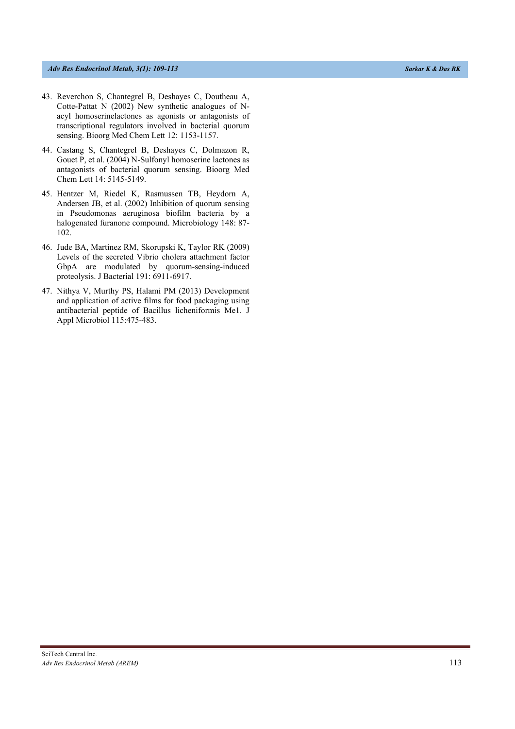43. Reverchon S, Chantegrel B, Deshayes C, Doutheau A, Cotte-Pattat N (2002) New synthetic analogues of N-acyl homoserinelactones as agonists or antagonists of transcriptional regulators involved in bacterial quorum sensing. Bioorg Med Chem Lett 12: 1153-1157.

44. Castang S, Chantegrel B, Deshayes C, Dolmazon R, Gouet P, et al. (2004) N-Sulfonyl homoserine lactones as antagonists of bacterial quorum sensing. Bioorg Med Chem Lett 14: 5145-5149.

45. Hentzer M, Riedel K, Rasmussen TB, Heydorn A, Andersen JB, et al. (2002) Inhibition of quorum sensing in Pseudomonas aeruginosa biofilm bacteria by a halogenated furanone compound. Microbiology 148: 87-102.

46. Jude BA, Martinez RM, Skorupski K, Taylor RK (2009) Levels of the secreted Vibrio cholera attachment factor GbpA are modulated by quorum-sensing-induced proteolysis. J Bacterial 191: 6911-6917.

47. Nithya V, Murthy PS, Halami PM (2013) Development and application of active films for food packaging using antibacterial peptide of Bacillus licheniformis Me1. J Appl Microbiol 115:475-483.